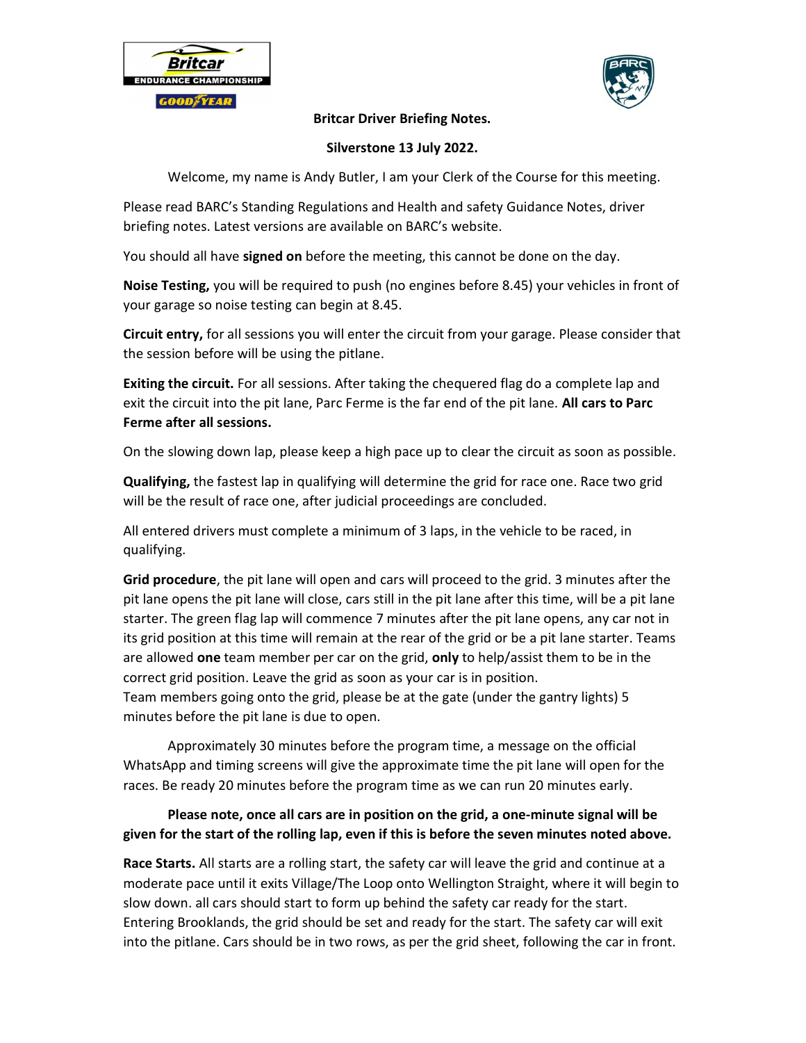**Britcar Driver Briefing Notes.**

**Silverstone 13 July 2022.**

Welcome, my name is Andy Butler, I am your Clerk of the Course for this meeting.

Please read BARC's Standing Regulations and Health and safety Guidance Notes, driver briefing notes. Latest versions are available on BARC's website.

You should all have **signed on** before the meeting, this cannot be done on the day.

**Noise Testing,** you will be required to push (no engines before 8.45) your vehicles in front of your garage so noise testing can begin at 8.45.

**Circuit entry,** for all sessions you will enter the circuit from your garage. Please consider that the session before will be using the pitlane.

**Exiting the circuit.** For all sessions. After taking the chequered flag do a complete lap and exit the circuit into the pit lane, Parc Ferme is the far end of the pit lane. **All cars to Parc Ferme after all sessions.**

On the slowing down lap, please keep a high pace up to clear the circuit as soon as possible.

**Qualifying,** the fastest lap in qualifying will determine the grid for race one. Race two grid will be the result of race one, after judicial proceedings are concluded.

All entered drivers must complete a minimum of 3 laps, in the vehicle to be raced, in qualifying.

**Grid procedure**, the pit lane will open and cars will proceed to the grid. 3 minutes after the pit lane opens the pit lane will close, cars still in the pit lane after this time, will be a pit lane starter. The green flag lap will commence 7 minutes after the pit lane opens, any car not in its grid position at this time will remain at the rear of the grid or be a pit lane starter. Teams are allowed **one** team member per car on the grid, **only** to help/assist them to be in the correct grid position. Leave the grid as soon as your car is in position.
Team members going onto the grid, please be at the gate (under the gantry lights) 5 minutes before the pit lane is due to open.

Approximately 30 minutes before the program time, a message on the official WhatsApp and timing screens will give the approximate time the pit lane will open for the races. Be ready 20 minutes before the program time as we can run 20 minutes early.

**Please note, once all cars are in position on the grid, a one-minute signal will be given for the start of the rolling lap, even if this is before the seven minutes noted above.**

**Race Starts.** All starts are a rolling start, the safety car will leave the grid and continue at a moderate pace until it exits Village/The Loop onto Wellington Straight, where it will begin to slow down. all cars should start to form up behind the safety car ready for the start. Entering Brooklands, the grid should be set and ready for the start. The safety car will exit into the pitlane. Cars should be in two rows, as per the grid sheet, following the car in front.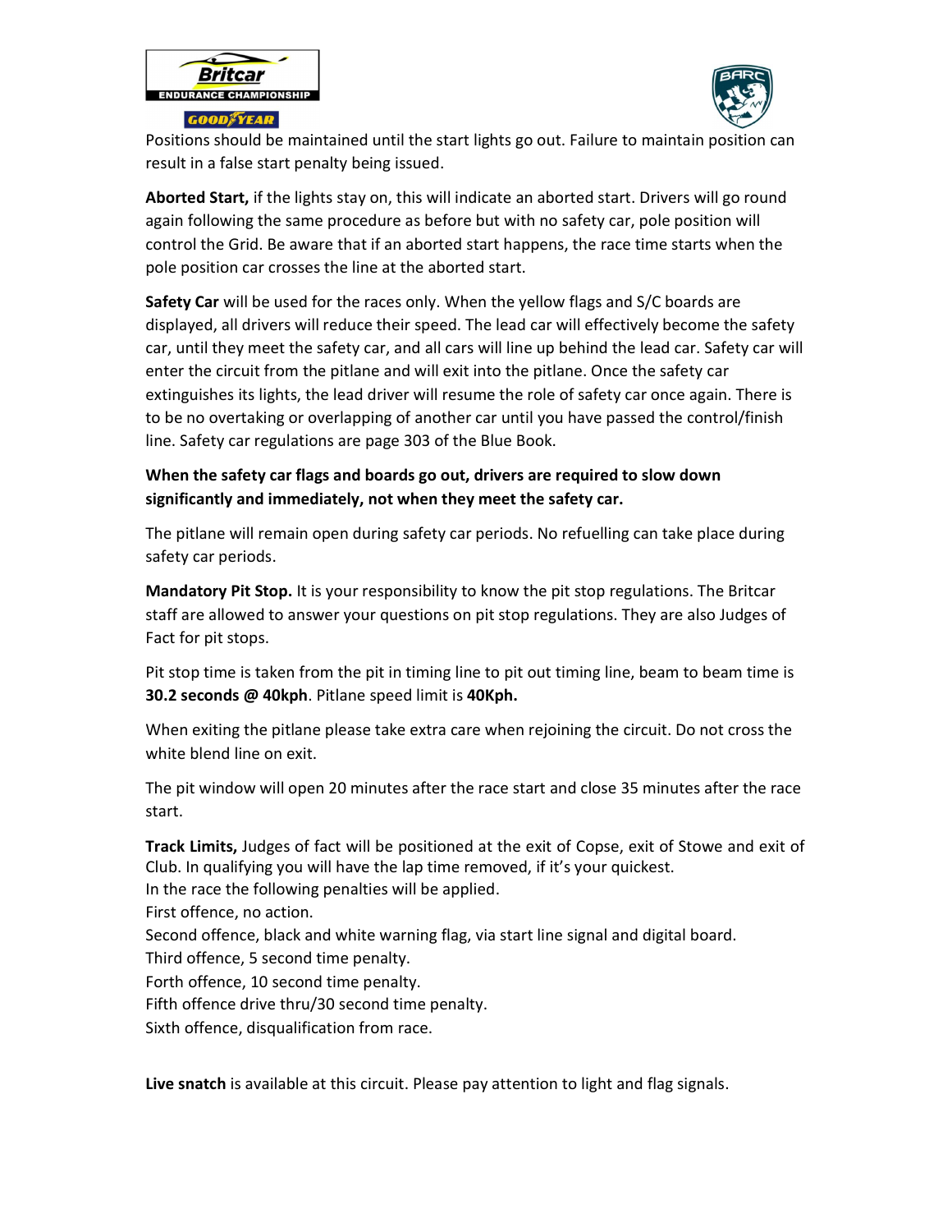Positions should be maintained until the start lights go out. Failure to maintain position can result in a false start penalty being issued.

**Aborted Start,** if the lights stay on, this will indicate an aborted start. Drivers will go round again following the same procedure as before but with no safety car, pole position will control the Grid. Be aware that if an aborted start happens, the race time starts when the pole position car crosses the line at the aborted start.

**Safety Car** will be used for the races only. When the yellow flags and S/C boards are displayed, all drivers will reduce their speed. The lead car will effectively become the safety car, until they meet the safety car, and all cars will line up behind the lead car. Safety car will enter the circuit from the pitlane and will exit into the pitlane. Once the safety car extinguishes its lights, the lead driver will resume the role of safety car once again. There is to be no overtaking or overlapping of another car until you have passed the control/finish line. Safety car regulations are page 303 of the Blue Book.

**When the safety car flags and boards go out, drivers are required to slow down significantly and immediately, not when they meet the safety car.**

The pitlane will remain open during safety car periods. No refuelling can take place during safety car periods.

**Mandatory Pit Stop.** It is your responsibility to know the pit stop regulations. The Britcar staff are allowed to answer your questions on pit stop regulations. They are also Judges of Fact for pit stops.

Pit stop time is taken from the pit in timing line to pit out timing line, beam to beam time is **30.2 seconds @ 40kph**. Pitlane speed limit is **40Kph.**

When exiting the pitlane please take extra care when rejoining the circuit. Do not cross the white blend line on exit.

The pit window will open 20 minutes after the race start and close 35 minutes after the race start.

**Track Limits,** Judges of fact will be positioned at the exit of Copse, exit of Stowe and exit of Club. In qualifying you will have the lap time removed, if it's your quickest.
In the race the following penalties will be applied.
First offence, no action.
Second offence, black and white warning flag, via start line signal and digital board.
Third offence, 5 second time penalty.
Forth offence, 10 second time penalty.
Fifth offence drive thru/30 second time penalty.
Sixth offence, disqualification from race.

**Live snatch** is available at this circuit. Please pay attention to light and flag signals.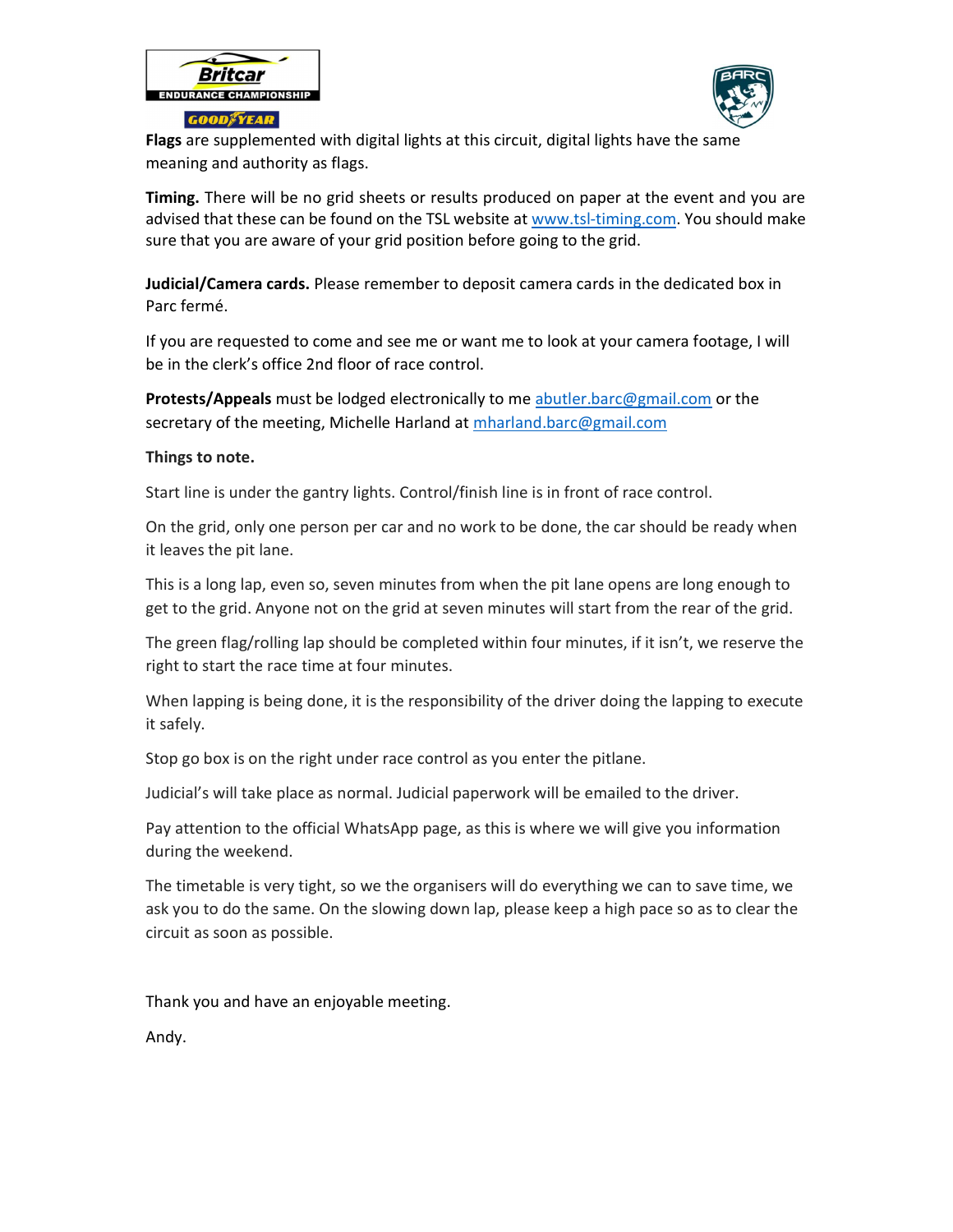**Flags** are supplemented with digital lights at this circuit, digital lights have the same meaning and authority as flags.

**Timing.** There will be no grid sheets or results produced on paper at the event and you are advised that these can be found on the TSL website at www.tsl-timing.com. You should make sure that you are aware of your grid position before going to the grid.

**Judicial/Camera cards.** Please remember to deposit camera cards in the dedicated box in Parc fermé.

If you are requested to come and see me or want me to look at your camera footage, I will be in the clerk's office 2nd floor of race control.

**Protests/Appeals** must be lodged electronically to me abutler.barc@gmail.com or the secretary of the meeting, Michelle Harland at mharland.barc@gmail.com

**Things to note.**

Start line is under the gantry lights. Control/finish line is in front of race control.

On the grid, only one person per car and no work to be done, the car should be ready when it leaves the pit lane.

This is a long lap, even so, seven minutes from when the pit lane opens are long enough to get to the grid. Anyone not on the grid at seven minutes will start from the rear of the grid.

The green flag/rolling lap should be completed within four minutes, if it isn't, we reserve the right to start the race time at four minutes.

When lapping is being done, it is the responsibility of the driver doing the lapping to execute it safely.

Stop go box is on the right under race control as you enter the pitlane.

Judicial's will take place as normal. Judicial paperwork will be emailed to the driver.

Pay attention to the official WhatsApp page, as this is where we will give you information during the weekend.

The timetable is very tight, so we the organisers will do everything we can to save time, we ask you to do the same. On the slowing down lap, please keep a high pace so as to clear the circuit as soon as possible.

Thank you and have an enjoyable meeting.

Andy.